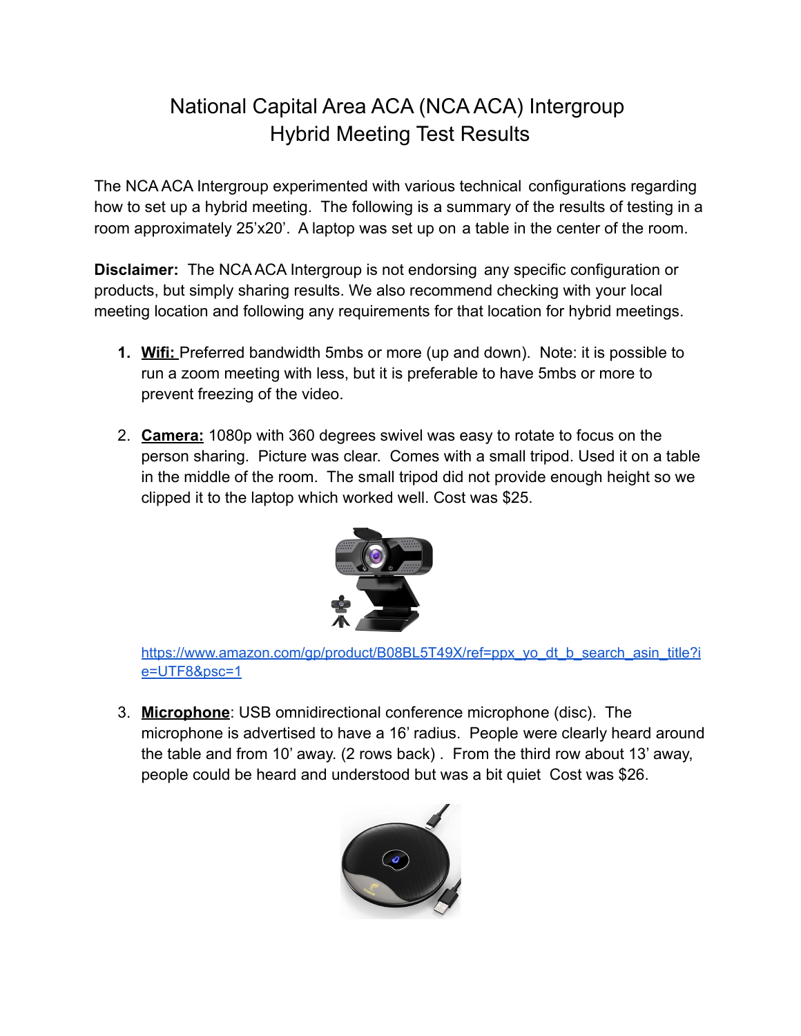# National Capital Area ACA (NCA ACA) Intergroup
# Hybrid Meeting Test Results

The NCA ACA Intergroup experimented with various technical configurations regarding how to set up a hybrid meeting. The following is a summary of the results of testing in a room approximately 25'x20'. A laptop was set up on a table in the center of the room.

**Disclaimer:** The NCA ACA Intergroup is not endorsing any specific configuration or products, but simply sharing results. We also recommend checking with your local meeting location and following any requirements for that location for hybrid meetings.

1. **Wifi:** Preferred bandwidth 5mbs or more (up and down). Note: it is possible to run a zoom meeting with less, but it is preferable to have 5mbs or more to prevent freezing of the video.

2. **Camera:** 1080p with 360 degrees swivel was easy to rotate to focus on the person sharing. Picture was clear. Comes with a small tripod. Used it on a table in the middle of the room. The small tripod did not provide enough height so we clipped it to the laptop which worked well. Cost was $25.

   https://www.amazon.com/gp/product/B08BL5T49X/ref=ppx_yo_dt_b_search_asin_title?ie=UTF8&psc=1

3. **Microphone**: USB omnidirectional conference microphone (disc). The microphone is advertised to have a 16' radius. People were clearly heard around the table and from 10' away. (2 rows back) . From the third row about 13' away, people could be heard and understood but was a bit quiet Cost was $26.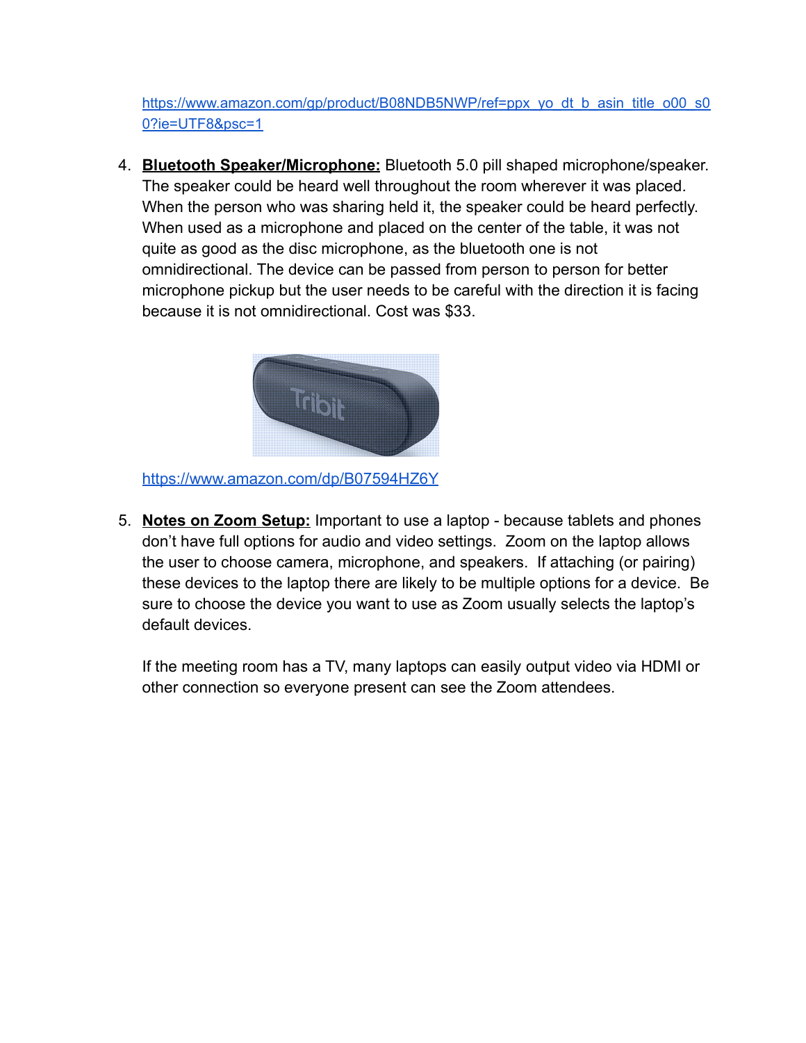https://www.amazon.com/gp/product/B08NDB5NWP/ref=ppx_yo_dt_b_asin_title_o00_s00?ie=UTF8&psc=1

4. **Bluetooth Speaker/Microphone:** Bluetooth 5.0 pill shaped microphone/speaker. The speaker could be heard well throughout the room wherever it was placed. When the person who was sharing held it, the speaker could be heard perfectly. When used as a microphone and placed on the center of the table, it was not quite as good as the disc microphone, as the bluetooth one is not omnidirectional. The device can be passed from person to person for better microphone pickup but the user needs to be careful with the direction it is facing because it is not omnidirectional. Cost was $33.

   https://www.amazon.com/dp/B07594HZ6Y

5. **Notes on Zoom Setup:** Important to use a laptop - because tablets and phones don't have full options for audio and video settings. Zoom on the laptop allows the user to choose camera, microphone, and speakers. If attaching (or pairing) these devices to the laptop there are likely to be multiple options for a device. Be sure to choose the device you want to use as Zoom usually selects the laptop's default devices.

   If the meeting room has a TV, many laptops can easily output video via HDMI or other connection so everyone present can see the Zoom attendees.